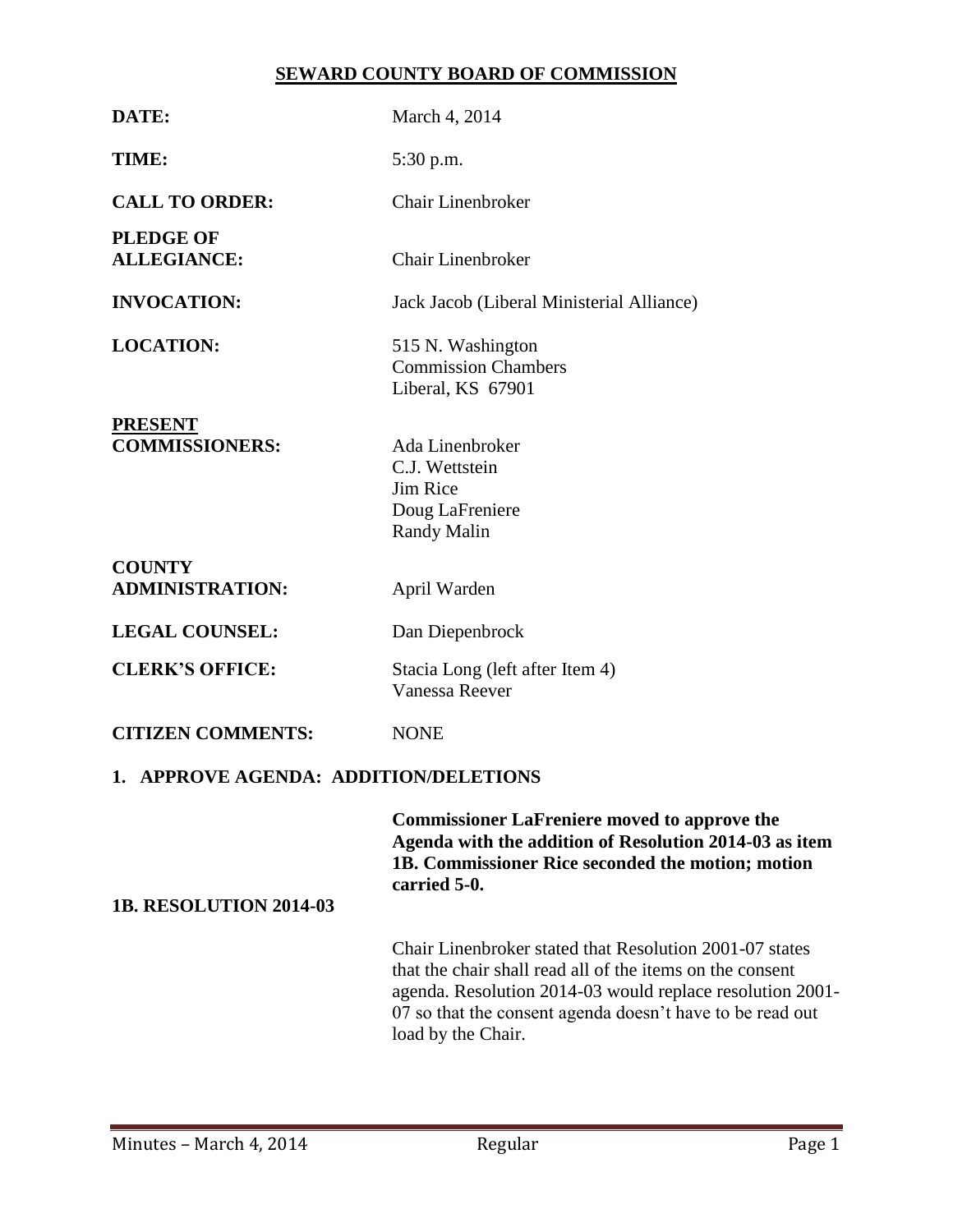# SEWARD COUNTY BOARD OF COMMISSION

**DATE:** March 4, 2014

**TIME:** 5:30 p.m.

**CALL TO ORDER:** Chair Linenbroker

**PLEDGE OF ALLEGIANCE:** Chair Linenbroker

**INVOCATION:** Jack Jacob (Liberal Ministerial Alliance)

**LOCATION:** 515 N. Washington
Commission Chambers
Liberal, KS 67901

**PRESENT COMMISSIONERS:** Ada Linenbroker
C.J. Wettstein
Jim Rice
Doug LaFreniere
Randy Malin

**COUNTY ADMINISTRATION:** April Warden

**LEGAL COUNSEL:** Dan Diepenbrock

**CLERK'S OFFICE:** Stacia Long (left after Item 4)
Vanessa Reever

**CITIZEN COMMENTS:** NONE

## 1. APPROVE AGENDA: ADDITION/DELETIONS

**Commissioner LaFreniere moved to approve the Agenda with the addition of Resolution 2014-03 as item 1B. Commissioner Rice seconded the motion; motion carried 5-0.**

## 1B. RESOLUTION 2014-03

Chair Linenbroker stated that Resolution 2001-07 states that the chair shall read all of the items on the consent agenda. Resolution 2014-03 would replace resolution 2001-07 so that the consent agenda doesn't have to be read out load by the Chair.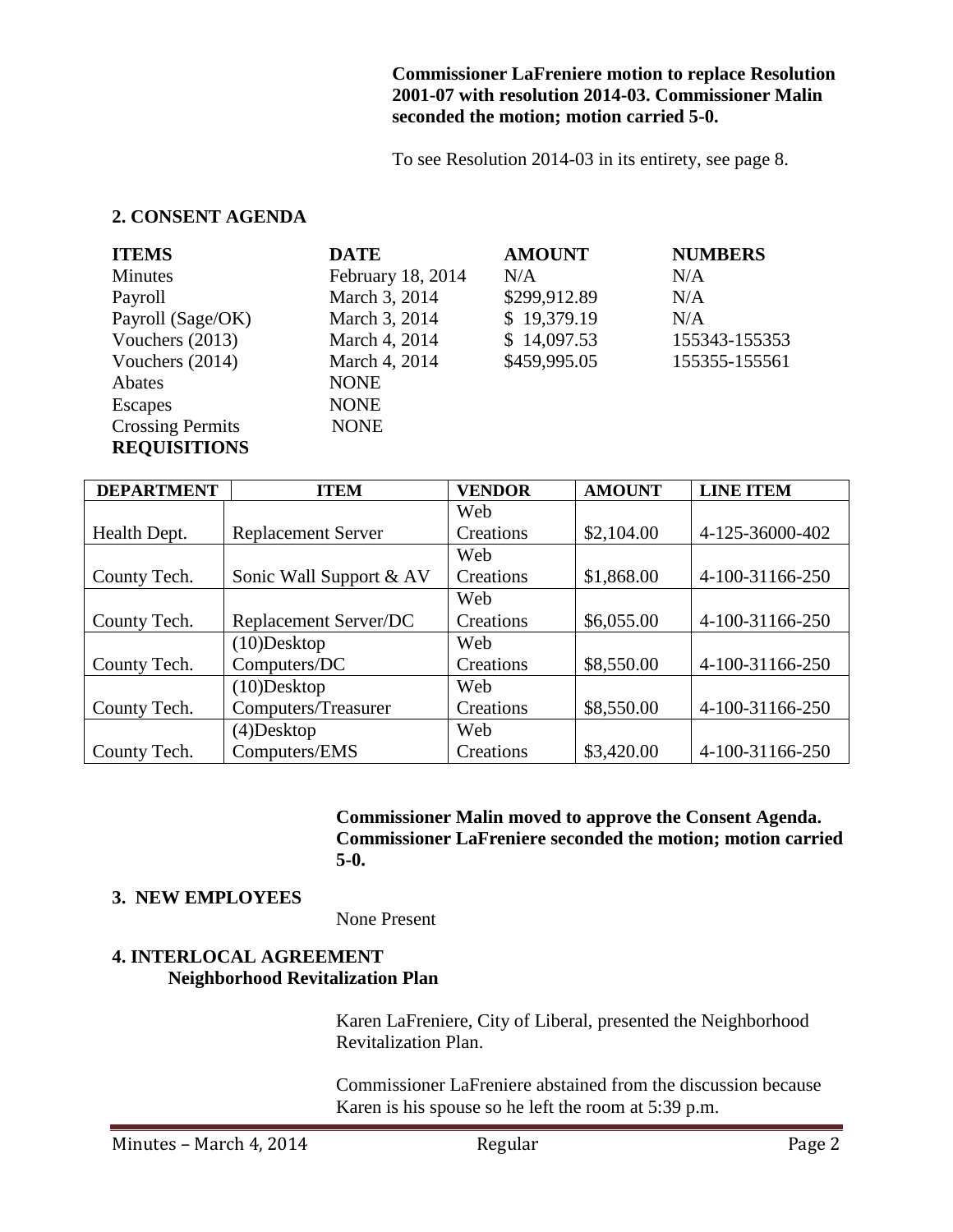**Commissioner LaFreniere motion to replace Resolution 2001-07 with resolution 2014-03. Commissioner Malin seconded the motion; motion carried 5-0.**

To see Resolution 2014-03 in its entirety, see page 8.

## 2. CONSENT AGENDA

| **ITEMS** | **DATE** | **AMOUNT** | **NUMBERS** |
|---|---|---|---|
| Minutes | February 18, 2014 | N/A | N/A |
| Payroll | March 3, 2014 | $299,912.89 | N/A |
| Payroll (Sage/OK) | March 3, 2014 | $ 19,379.19 | N/A |
| Vouchers (2013) | March 4, 2014 | $ 14,097.53 | 155343-155353 |
| Vouchers (2014) | March 4, 2014 | $459,995.05 | 155355-155561 |
| Abates | NONE | | |
| Escapes | NONE | | |
| Crossing Permits | NONE | | |

**REQUISITIONS**

| DEPARTMENT | ITEM | VENDOR | AMOUNT | LINE ITEM |
|---|---|---|---|---|
| Health Dept. | Replacement Server | Web Creations | $2,104.00 | 4-125-36000-402 |
| County Tech. | Sonic Wall Support & AV | Web Creations | $1,868.00 | 4-100-31166-250 |
| County Tech. | Replacement Server/DC | Web Creations | $6,055.00 | 4-100-31166-250 |
| County Tech. | (10)Desktop Computers/DC | Web Creations | $8,550.00 | 4-100-31166-250 |
| County Tech. | (10)Desktop Computers/Treasurer | Web Creations | $8,550.00 | 4-100-31166-250 |
| County Tech. | (4)Desktop Computers/EMS | Web Creations | $3,420.00 | 4-100-31166-250 |

**Commissioner Malin moved to approve the Consent Agenda. Commissioner LaFreniere seconded the motion; motion carried 5-0.**

## 3. NEW EMPLOYEES

None Present

## 4. INTERLOCAL AGREEMENT

### Neighborhood Revitalization Plan

Karen LaFreniere, City of Liberal, presented the Neighborhood Revitalization Plan.

Commissioner LaFreniere abstained from the discussion because Karen is his spouse so he left the room at 5:39 p.m.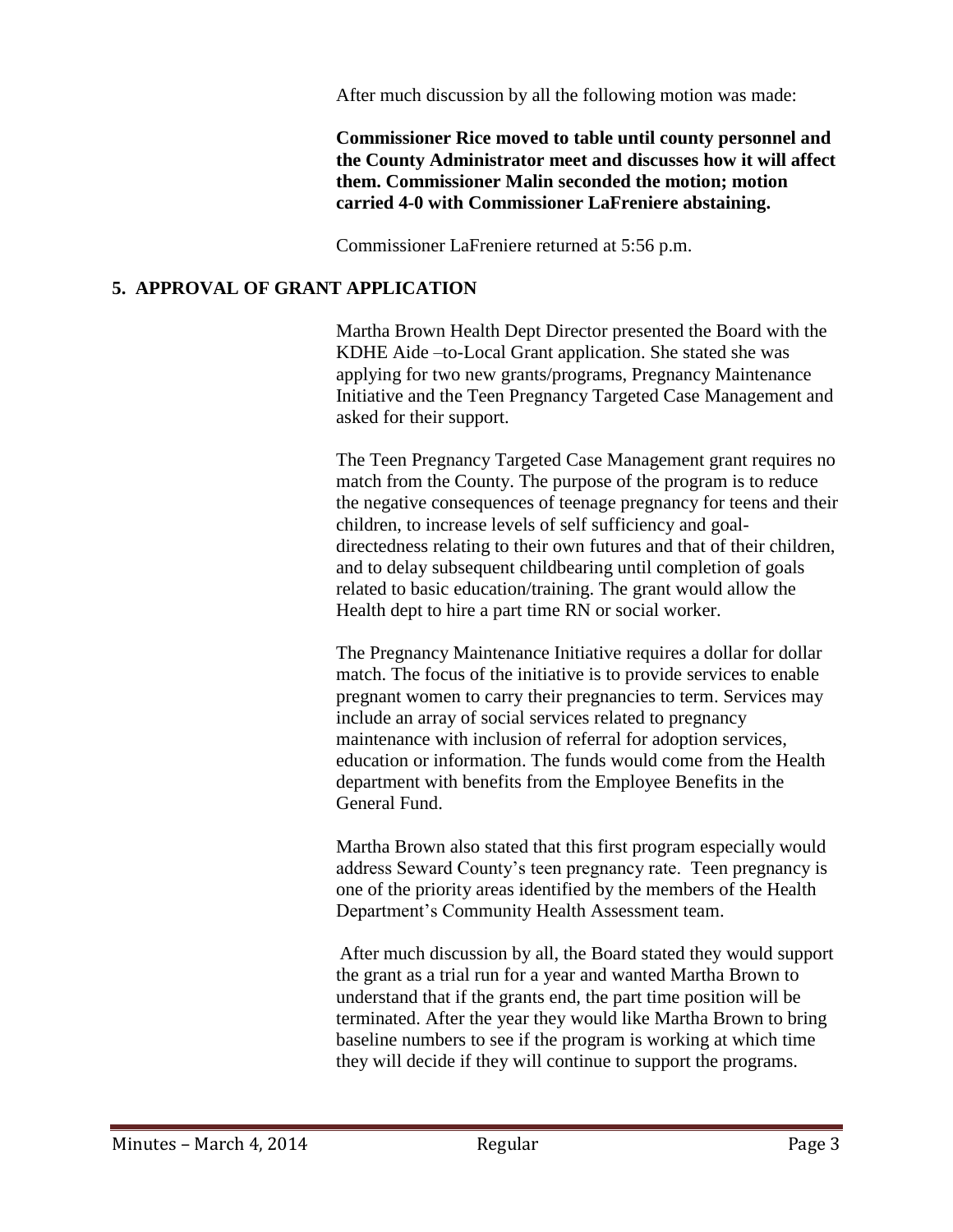After much discussion by all the following motion was made:

**Commissioner Rice moved to table until county personnel and the County Administrator meet and discusses how it will affect them. Commissioner Malin seconded the motion; motion carried 4-0 with Commissioner LaFreniere abstaining.**

Commissioner LaFreniere returned at 5:56 p.m.

## 5. APPROVAL OF GRANT APPLICATION

Martha Brown Health Dept Director presented the Board with the KDHE Aide –to-Local Grant application. She stated she was applying for two new grants/programs, Pregnancy Maintenance Initiative and the Teen Pregnancy Targeted Case Management and asked for their support.

The Teen Pregnancy Targeted Case Management grant requires no match from the County. The purpose of the program is to reduce the negative consequences of teenage pregnancy for teens and their children, to increase levels of self sufficiency and goal-directedness relating to their own futures and that of their children, and to delay subsequent childbearing until completion of goals related to basic education/training. The grant would allow the Health dept to hire a part time RN or social worker.

The Pregnancy Maintenance Initiative requires a dollar for dollar match. The focus of the initiative is to provide services to enable pregnant women to carry their pregnancies to term. Services may include an array of social services related to pregnancy maintenance with inclusion of referral for adoption services, education or information. The funds would come from the Health department with benefits from the Employee Benefits in the General Fund.

Martha Brown also stated that this first program especially would address Seward County's teen pregnancy rate. Teen pregnancy is one of the priority areas identified by the members of the Health Department's Community Health Assessment team.

After much discussion by all, the Board stated they would support the grant as a trial run for a year and wanted Martha Brown to understand that if the grants end, the part time position will be terminated. After the year they would like Martha Brown to bring baseline numbers to see if the program is working at which time they will decide if they will continue to support the programs.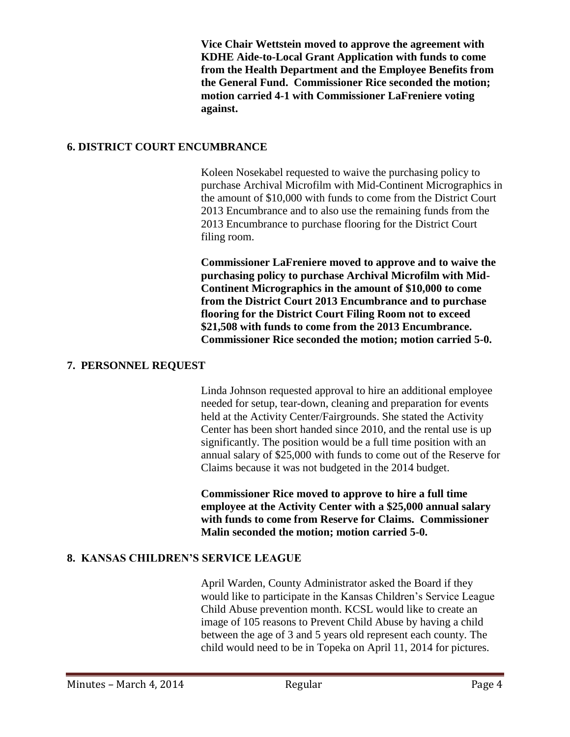**Vice Chair Wettstein moved to approve the agreement with KDHE Aide-to-Local Grant Application with funds to come from the Health Department and the Employee Benefits from the General Fund. Commissioner Rice seconded the motion; motion carried 4-1 with Commissioner LaFreniere voting against.**

## 6. DISTRICT COURT ENCUMBRANCE

Koleen Nosekabel requested to waive the purchasing policy to purchase Archival Microfilm with Mid-Continent Micrographics in the amount of $10,000 with funds to come from the District Court 2013 Encumbrance and to also use the remaining funds from the 2013 Encumbrance to purchase flooring for the District Court filing room.

**Commissioner LaFreniere moved to approve and to waive the purchasing policy to purchase Archival Microfilm with Mid-Continent Micrographics in the amount of $10,000 to come from the District Court 2013 Encumbrance and to purchase flooring for the District Court Filing Room not to exceed $21,508 with funds to come from the 2013 Encumbrance. Commissioner Rice seconded the motion; motion carried 5-0.**

## 7. PERSONNEL REQUEST

Linda Johnson requested approval to hire an additional employee needed for setup, tear-down, cleaning and preparation for events held at the Activity Center/Fairgrounds. She stated the Activity Center has been short handed since 2010, and the rental use is up significantly. The position would be a full time position with an annual salary of $25,000 with funds to come out of the Reserve for Claims because it was not budgeted in the 2014 budget.

**Commissioner Rice moved to approve to hire a full time employee at the Activity Center with a $25,000 annual salary with funds to come from Reserve for Claims. Commissioner Malin seconded the motion; motion carried 5-0.**

## 8. KANSAS CHILDREN'S SERVICE LEAGUE

April Warden, County Administrator asked the Board if they would like to participate in the Kansas Children's Service League Child Abuse prevention month. KCSL would like to create an image of 105 reasons to Prevent Child Abuse by having a child between the age of 3 and 5 years old represent each county. The child would need to be in Topeka on April 11, 2014 for pictures.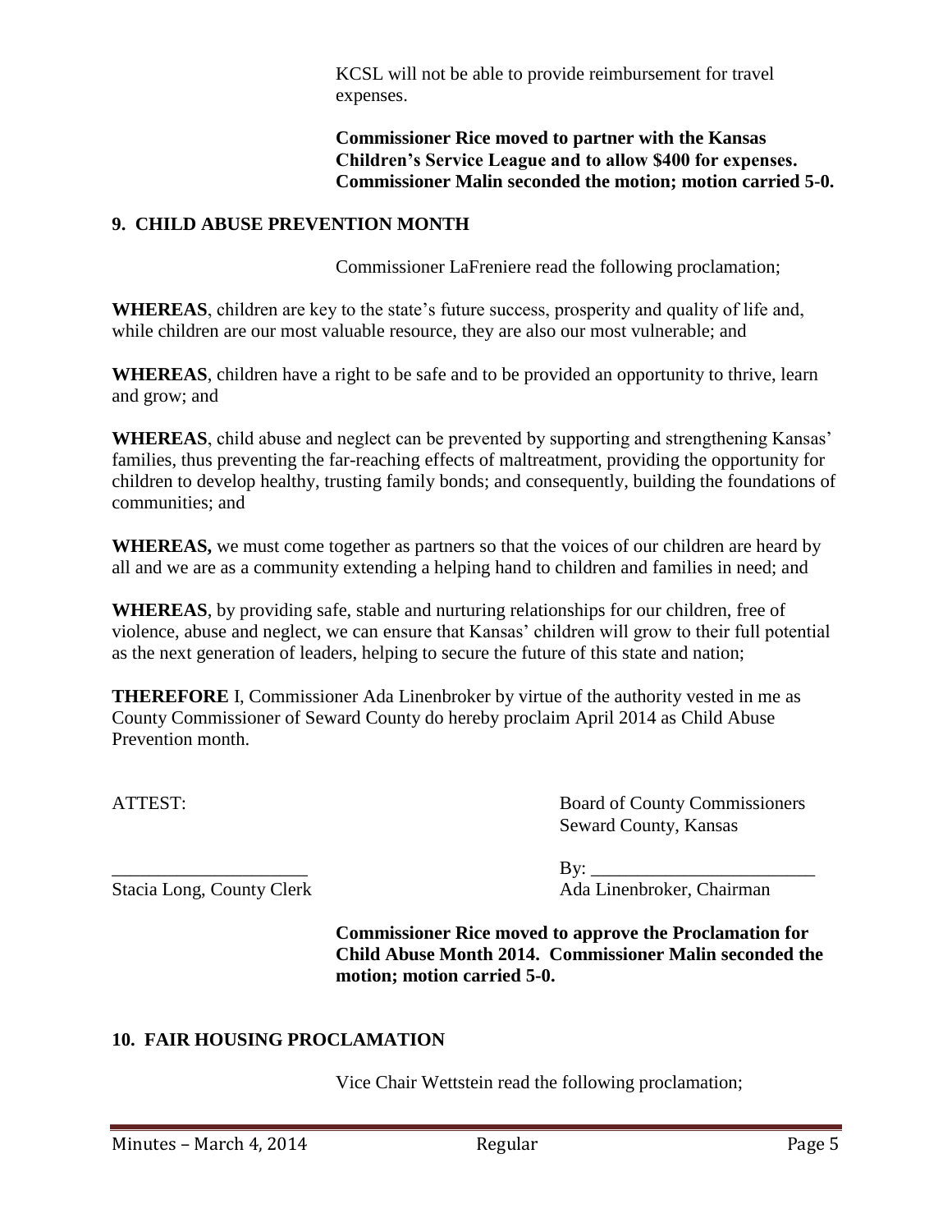KCSL will not be able to provide reimbursement for travel expenses.

**Commissioner Rice moved to partner with the Kansas Children's Service League and to allow $400 for expenses. Commissioner Malin seconded the motion; motion carried 5-0.**

## 9. CHILD ABUSE PREVENTION MONTH

Commissioner LaFreniere read the following proclamation;

**WHEREAS**, children are key to the state's future success, prosperity and quality of life and, while children are our most valuable resource, they are also our most vulnerable; and

**WHEREAS**, children have a right to be safe and to be provided an opportunity to thrive, learn and grow; and

**WHEREAS**, child abuse and neglect can be prevented by supporting and strengthening Kansas' families, thus preventing the far-reaching effects of maltreatment, providing the opportunity for children to develop healthy, trusting family bonds; and consequently, building the foundations of communities; and

**WHEREAS,** we must come together as partners so that the voices of our children are heard by all and we are as a community extending a helping hand to children and families in need; and

**WHEREAS**, by providing safe, stable and nurturing relationships for our children, free of violence, abuse and neglect, we can ensure that Kansas' children will grow to their full potential as the next generation of leaders, helping to secure the future of this state and nation;

**THEREFORE** I, Commissioner Ada Linenbroker by virtue of the authority vested in me as County Commissioner of Seward County do hereby proclaim April 2014 as Child Abuse Prevention month.

ATTEST: Board of County Commissioners
Seward County, Kansas

_____________________ By: ________________________

Stacia Long, County Clerk Ada Linenbroker, Chairman

**Commissioner Rice moved to approve the Proclamation for Child Abuse Month 2014. Commissioner Malin seconded the motion; motion carried 5-0.**

## 10. FAIR HOUSING PROCLAMATION

Vice Chair Wettstein read the following proclamation;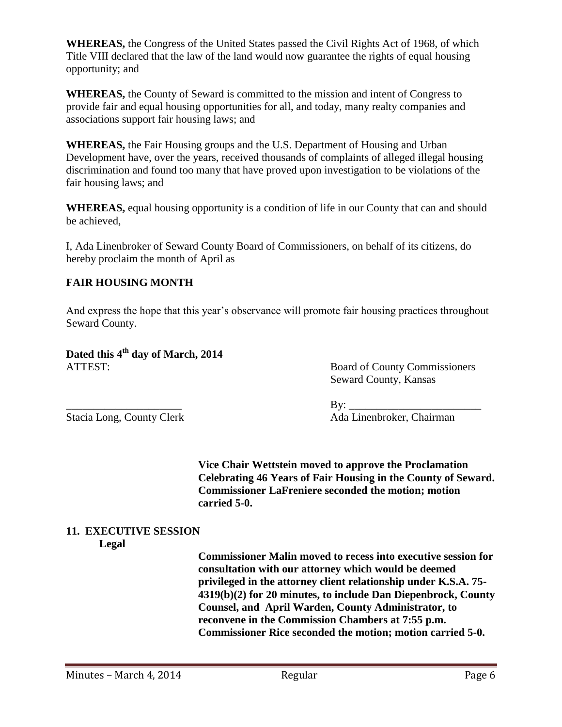**WHEREAS,** the Congress of the United States passed the Civil Rights Act of 1968, of which Title VIII declared that the law of the land would now guarantee the rights of equal housing opportunity; and

**WHEREAS,** the County of Seward is committed to the mission and intent of Congress to provide fair and equal housing opportunities for all, and today, many realty companies and associations support fair housing laws; and

**WHEREAS,** the Fair Housing groups and the U.S. Department of Housing and Urban Development have, over the years, received thousands of complaints of alleged illegal housing discrimination and found too many that have proved upon investigation to be violations of the fair housing laws; and

**WHEREAS,** equal housing opportunity is a condition of life in our County that can and should be achieved,

I, Ada Linenbroker of Seward County Board of Commissioners, on behalf of its citizens, do hereby proclaim the month of April as

**FAIR HOUSING MONTH**

And express the hope that this year's observance will promote fair housing practices throughout Seward County.

**Dated this 4th day of March, 2014**

ATTEST: Board of County Commissioners
Seward County, Kansas

_____________________
Stacia Long, County Clerk

By: ________________________
Ada Linenbroker, Chairman

**Vice Chair Wettstein moved to approve the Proclamation Celebrating 46 Years of Fair Housing in the County of Seward. Commissioner LaFreniere seconded the motion; motion carried 5-0.**

## 11. EXECUTIVE SESSION

**Legal**

**Commissioner Malin moved to recess into executive session for consultation with our attorney which would be deemed privileged in the attorney client relationship under K.S.A. 75-4319(b)(2) for 20 minutes, to include Dan Diepenbrock, County Counsel, and April Warden, County Administrator, to reconvene in the Commission Chambers at 7:55 p.m. Commissioner Rice seconded the motion; motion carried 5-0.**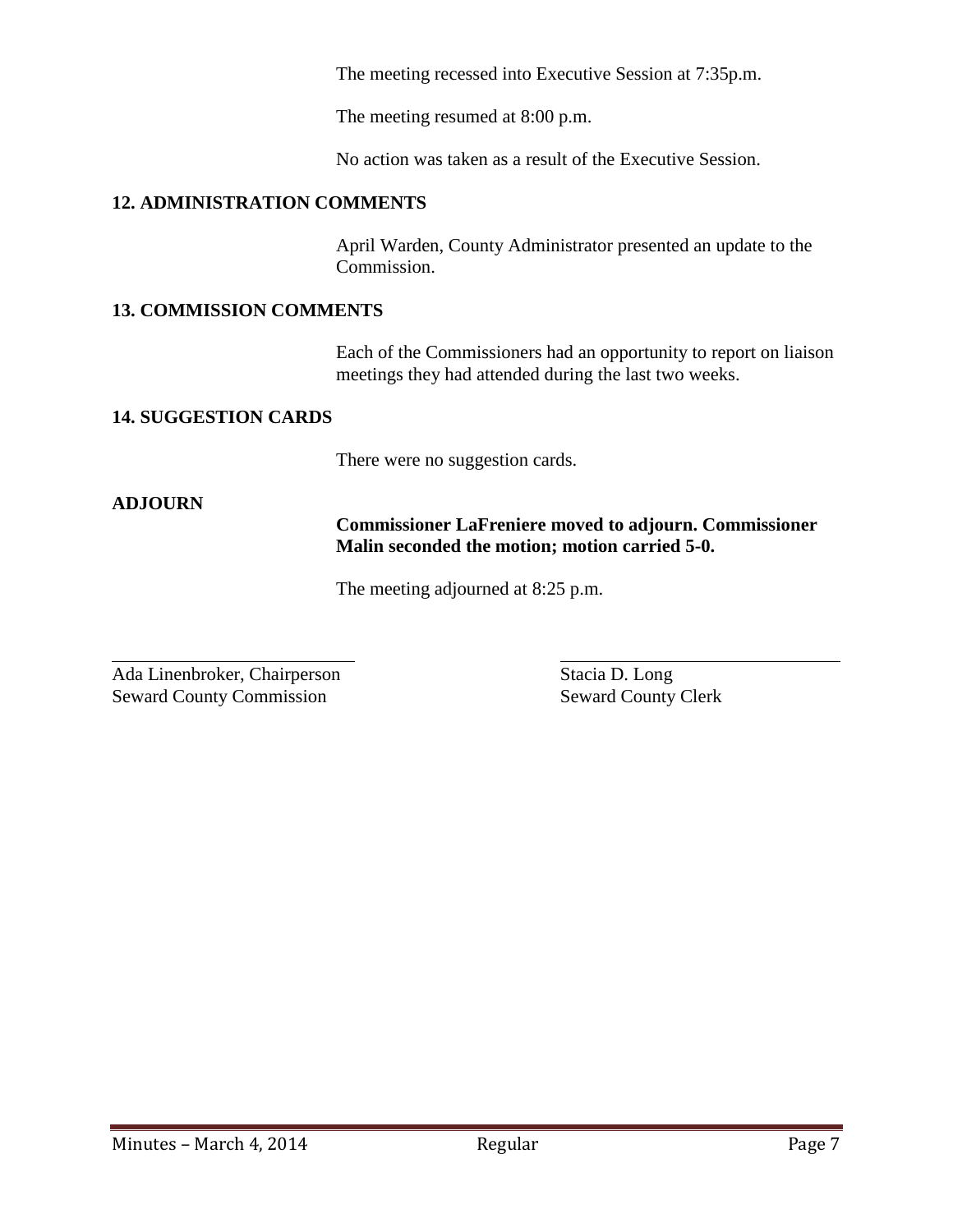The meeting recessed into Executive Session at 7:35p.m.

The meeting resumed at 8:00 p.m.

No action was taken as a result of the Executive Session.

**12. ADMINISTRATION COMMENTS**

April Warden, County Administrator presented an update to the Commission.

**13. COMMISSION COMMENTS**

Each of the Commissioners had an opportunity to report on liaison meetings they had attended during the last two weeks.

**14. SUGGESTION CARDS**

There were no suggestion cards.

**ADJOURN**

**Commissioner LaFreniere moved to adjourn. Commissioner Malin seconded the motion; motion carried 5-0.**

The meeting adjourned at 8:25 p.m.

\_\_\_\_\_\_\_\_\_\_\_\_\_\_\_\_\_\_\_\_\_\_\_\_\_\_\_\_
Ada Linenbroker, Chairperson
Seward County Commission

\_\_\_\_\_\_\_\_\_\_\_\_\_\_\_\_\_\_\_\_\_\_\_\_\_\_\_\_
Stacia D. Long
Seward County Clerk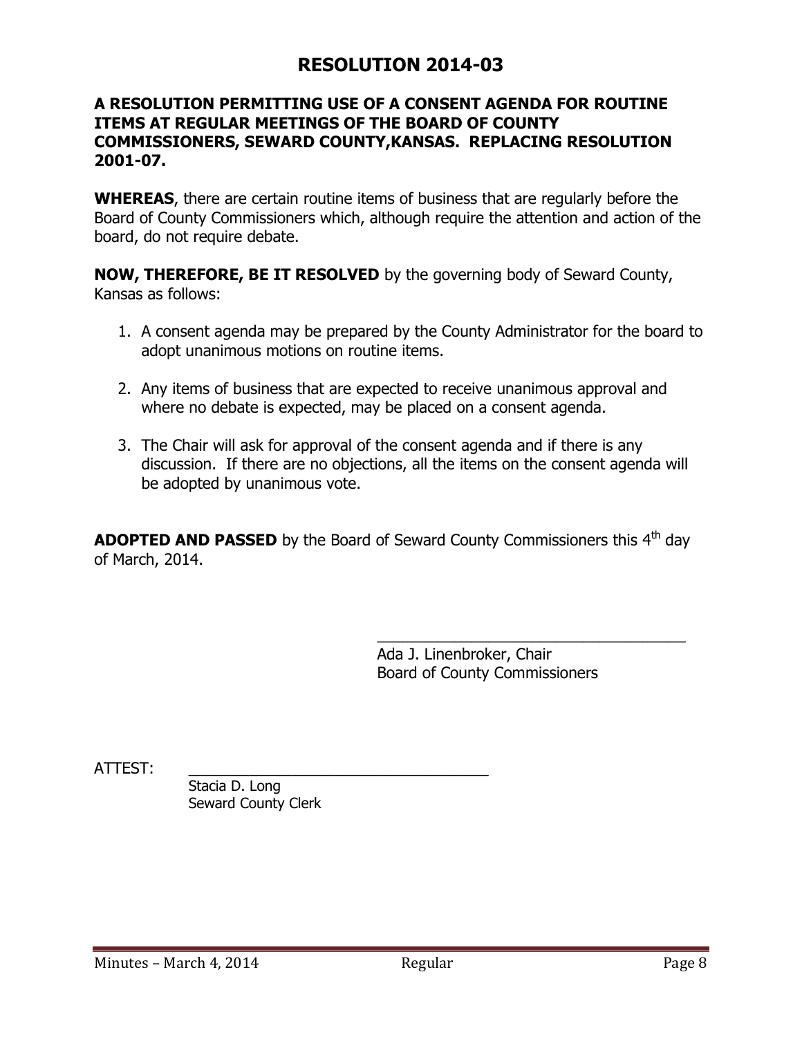# RESOLUTION 2014-03

**A RESOLUTION PERMITTING USE OF A CONSENT AGENDA FOR ROUTINE ITEMS AT REGULAR MEETINGS OF THE BOARD OF COUNTY COMMISSIONERS, SEWARD COUNTY,KANSAS. REPLACING RESOLUTION 2001-07.**

**WHEREAS**, there are certain routine items of business that are regularly before the Board of County Commissioners which, although require the attention and action of the board, do not require debate.

**NOW, THEREFORE, BE IT RESOLVED** by the governing body of Seward County, Kansas as follows:

1. A consent agenda may be prepared by the County Administrator for the board to adopt unanimous motions on routine items.

2. Any items of business that are expected to receive unanimous approval and where no debate is expected, may be placed on a consent agenda.

3. The Chair will ask for approval of the consent agenda and if there is any discussion. If there are no objections, all the items on the consent agenda will be adopted by unanimous vote.

**ADOPTED AND PASSED** by the Board of Seward County Commissioners this 4th day of March, 2014.

\_\_\_\_\_\_\_\_\_\_\_\_\_\_\_\_\_\_\_\_\_\_\_\_\_\_\_\_\_\_\_\_\_\_\_\_
Ada J. Linenbroker, Chair
Board of County Commissioners

ATTEST: \_\_\_\_\_\_\_\_\_\_\_\_\_\_\_\_\_\_\_\_\_\_\_\_\_\_\_\_\_\_\_\_\_\_\_\_
Stacia D. Long
Seward County Clerk